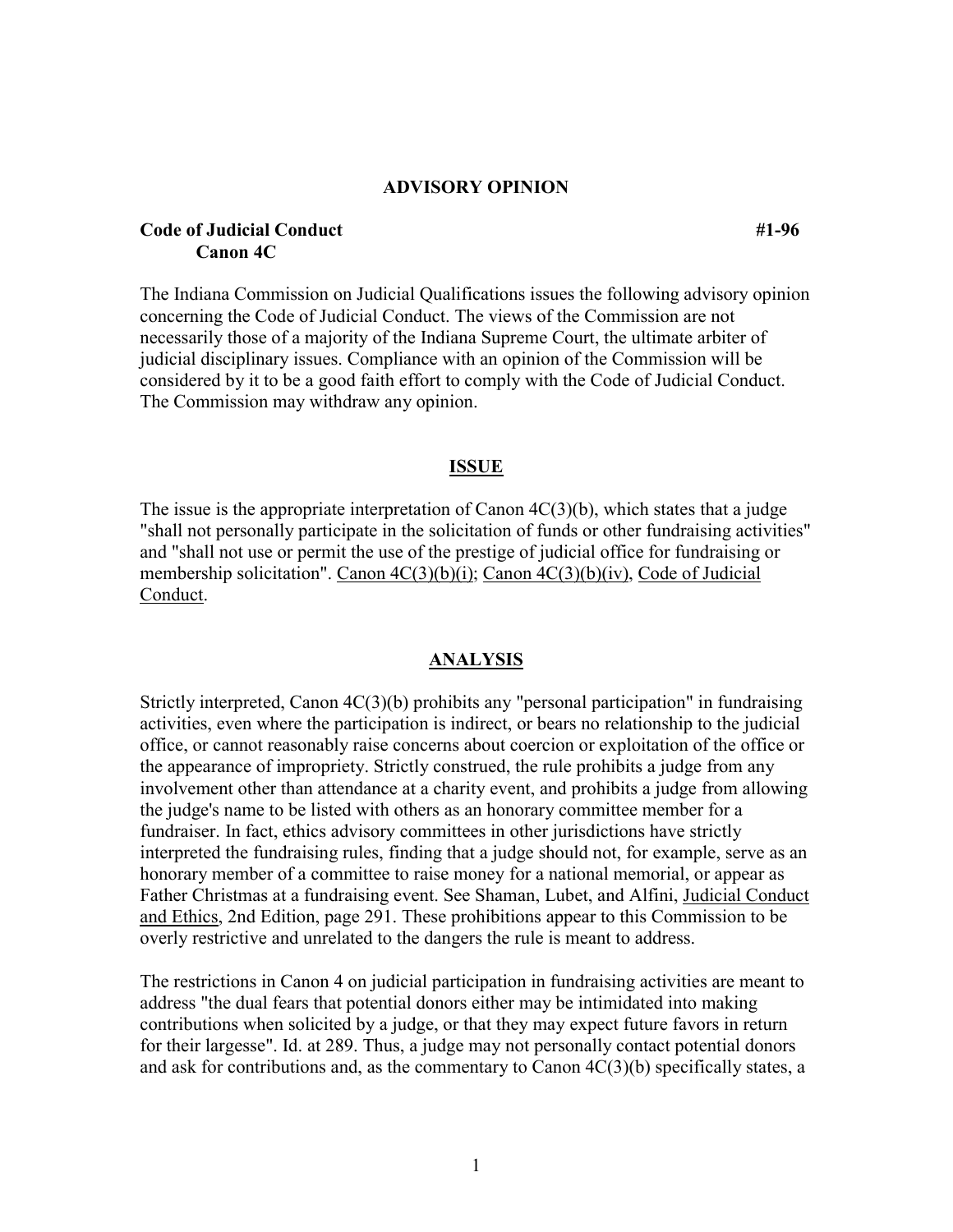# ADVISORY OPINION

**Code of Judicial Conduct** **#1-96**
**Canon 4C**

The Indiana Commission on Judicial Qualifications issues the following advisory opinion concerning the Code of Judicial Conduct. The views of the Commission are not necessarily those of a majority of the Indiana Supreme Court, the ultimate arbiter of judicial disciplinary issues. Compliance with an opinion of the Commission will be considered by it to be a good faith effort to comply with the Code of Judicial Conduct. The Commission may withdraw any opinion.

## ISSUE

The issue is the appropriate interpretation of Canon 4C(3)(b), which states that a judge "shall not personally participate in the solicitation of funds or other fundraising activities" and "shall not use or permit the use of the prestige of judicial office for fundraising or membership solicitation". Canon 4C(3)(b)(i); Canon 4C(3)(b)(iv), Code of Judicial Conduct.

## ANALYSIS

Strictly interpreted, Canon 4C(3)(b) prohibits any "personal participation" in fundraising activities, even where the participation is indirect, or bears no relationship to the judicial office, or cannot reasonably raise concerns about coercion or exploitation of the office or the appearance of impropriety. Strictly construed, the rule prohibits a judge from any involvement other than attendance at a charity event, and prohibits a judge from allowing the judge's name to be listed with others as an honorary committee member for a fundraiser. In fact, ethics advisory committees in other jurisdictions have strictly interpreted the fundraising rules, finding that a judge should not, for example, serve as an honorary member of a committee to raise money for a national memorial, or appear as Father Christmas at a fundraising event. See Shaman, Lubet, and Alfini, Judicial Conduct and Ethics, 2nd Edition, page 291. These prohibitions appear to this Commission to be overly restrictive and unrelated to the dangers the rule is meant to address.

The restrictions in Canon 4 on judicial participation in fundraising activities are meant to address "the dual fears that potential donors either may be intimidated into making contributions when solicited by a judge, or that they may expect future favors in return for their largesse". Id. at 289. Thus, a judge may not personally contact potential donors and ask for contributions and, as the commentary to Canon 4C(3)(b) specifically states, a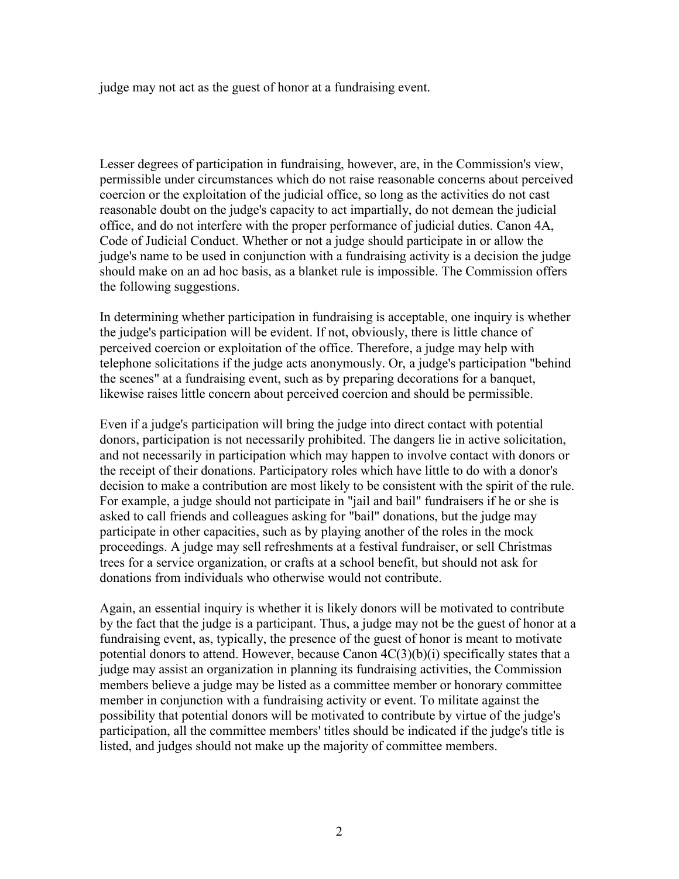judge may not act as the guest of honor at a fundraising event.

Lesser degrees of participation in fundraising, however, are, in the Commission's view, permissible under circumstances which do not raise reasonable concerns about perceived coercion or the exploitation of the judicial office, so long as the activities do not cast reasonable doubt on the judge's capacity to act impartially, do not demean the judicial office, and do not interfere with the proper performance of judicial duties. Canon 4A, Code of Judicial Conduct. Whether or not a judge should participate in or allow the judge's name to be used in conjunction with a fundraising activity is a decision the judge should make on an ad hoc basis, as a blanket rule is impossible. The Commission offers the following suggestions.

In determining whether participation in fundraising is acceptable, one inquiry is whether the judge's participation will be evident. If not, obviously, there is little chance of perceived coercion or exploitation of the office. Therefore, a judge may help with telephone solicitations if the judge acts anonymously. Or, a judge's participation "behind the scenes" at a fundraising event, such as by preparing decorations for a banquet, likewise raises little concern about perceived coercion and should be permissible.

Even if a judge's participation will bring the judge into direct contact with potential donors, participation is not necessarily prohibited. The dangers lie in active solicitation, and not necessarily in participation which may happen to involve contact with donors or the receipt of their donations. Participatory roles which have little to do with a donor's decision to make a contribution are most likely to be consistent with the spirit of the rule. For example, a judge should not participate in "jail and bail" fundraisers if he or she is asked to call friends and colleagues asking for "bail" donations, but the judge may participate in other capacities, such as by playing another of the roles in the mock proceedings. A judge may sell refreshments at a festival fundraiser, or sell Christmas trees for a service organization, or crafts at a school benefit, but should not ask for donations from individuals who otherwise would not contribute.

Again, an essential inquiry is whether it is likely donors will be motivated to contribute by the fact that the judge is a participant. Thus, a judge may not be the guest of honor at a fundraising event, as, typically, the presence of the guest of honor is meant to motivate potential donors to attend. However, because Canon 4C(3)(b)(i) specifically states that a judge may assist an organization in planning its fundraising activities, the Commission members believe a judge may be listed as a committee member or honorary committee member in conjunction with a fundraising activity or event. To militate against the possibility that potential donors will be motivated to contribute by virtue of the judge's participation, all the committee members' titles should be indicated if the judge's title is listed, and judges should not make up the majority of committee members.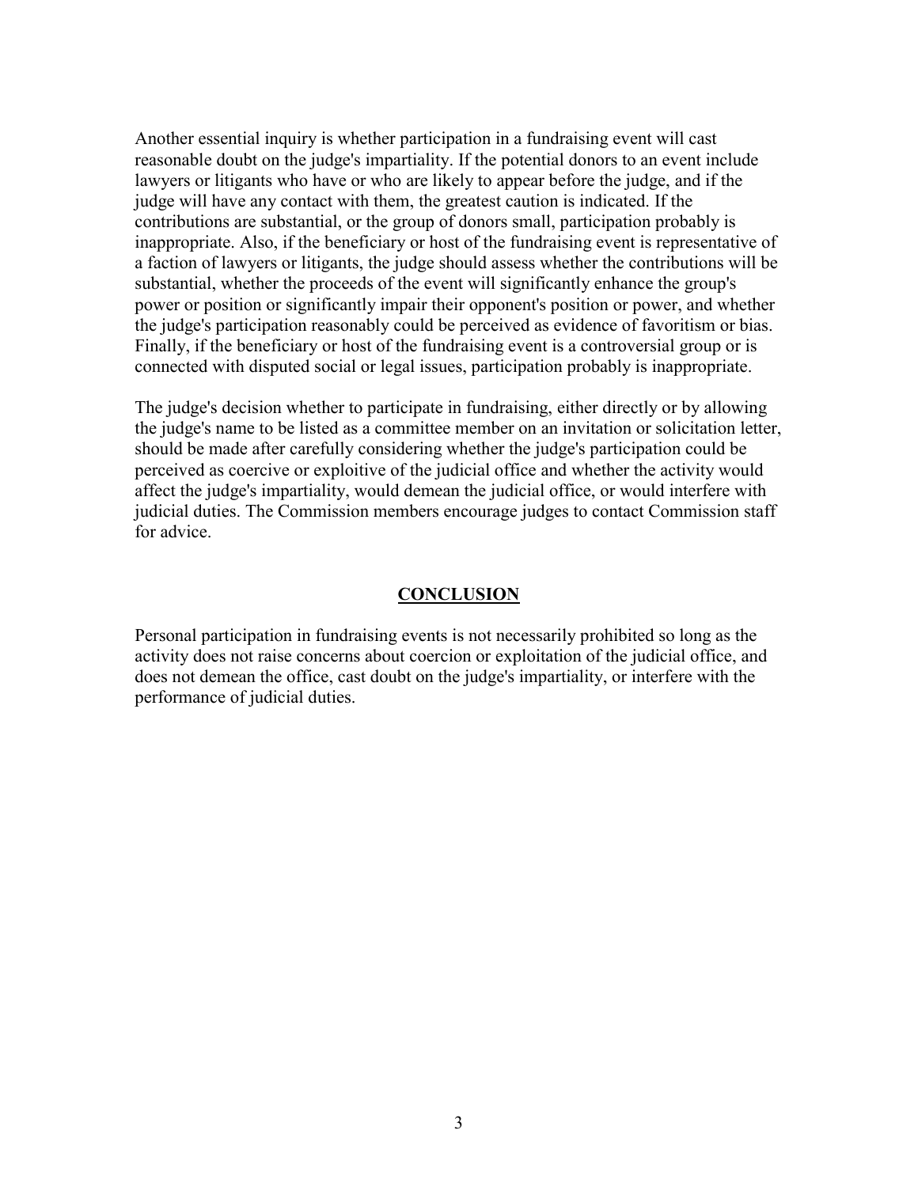Another essential inquiry is whether participation in a fundraising event will cast reasonable doubt on the judge's impartiality. If the potential donors to an event include lawyers or litigants who have or who are likely to appear before the judge, and if the judge will have any contact with them, the greatest caution is indicated. If the contributions are substantial, or the group of donors small, participation probably is inappropriate. Also, if the beneficiary or host of the fundraising event is representative of a faction of lawyers or litigants, the judge should assess whether the contributions will be substantial, whether the proceeds of the event will significantly enhance the group's power or position or significantly impair their opponent's position or power, and whether the judge's participation reasonably could be perceived as evidence of favoritism or bias. Finally, if the beneficiary or host of the fundraising event is a controversial group or is connected with disputed social or legal issues, participation probably is inappropriate.

The judge's decision whether to participate in fundraising, either directly or by allowing the judge's name to be listed as a committee member on an invitation or solicitation letter, should be made after carefully considering whether the judge's participation could be perceived as coercive or exploitive of the judicial office and whether the activity would affect the judge's impartiality, would demean the judicial office, or would interfere with judicial duties. The Commission members encourage judges to contact Commission staff for advice.

## CONCLUSION

Personal participation in fundraising events is not necessarily prohibited so long as the activity does not raise concerns about coercion or exploitation of the judicial office, and does not demean the office, cast doubt on the judge's impartiality, or interfere with the performance of judicial duties.